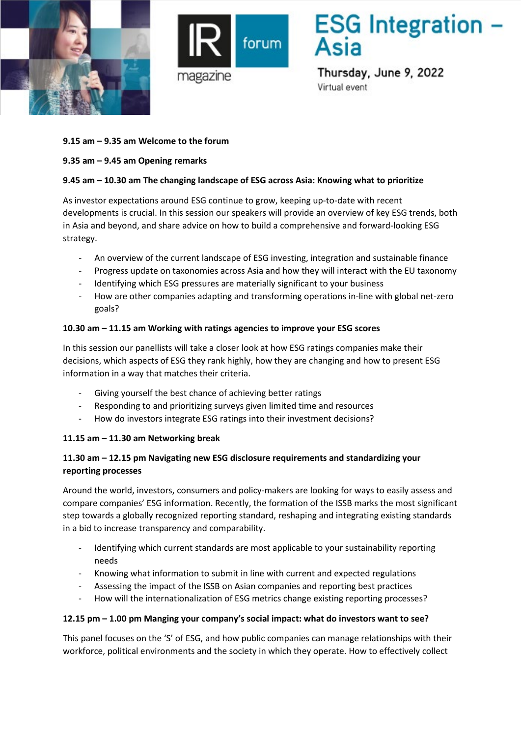IR magazine forum

# ESG Integration – Asia

Thursday, June 9, 2022

Virtual event

**9.15 am – 9.35 am Welcome to the forum**

**9.35 am – 9.45 am Opening remarks**

**9.45 am – 10.30 am The changing landscape of ESG across Asia: Knowing what to prioritize**

As investor expectations around ESG continue to grow, keeping up-to-date with recent developments is crucial. In this session our speakers will provide an overview of key ESG trends, both in Asia and beyond, and share advice on how to build a comprehensive and forward-looking ESG strategy.

- An overview of the current landscape of ESG investing, integration and sustainable finance
- Progress update on taxonomies across Asia and how they will interact with the EU taxonomy
- Identifying which ESG pressures are materially significant to your business
- How are other companies adapting and transforming operations in-line with global net-zero goals?

**10.30 am – 11.15 am Working with ratings agencies to improve your ESG scores**

In this session our panellists will take a closer look at how ESG ratings companies make their decisions, which aspects of ESG they rank highly, how they are changing and how to present ESG information in a way that matches their criteria.

- Giving yourself the best chance of achieving better ratings
- Responding to and prioritizing surveys given limited time and resources
- How do investors integrate ESG ratings into their investment decisions?

**11.15 am – 11.30 am Networking break**

**11.30 am – 12.15 pm Navigating new ESG disclosure requirements and standardizing your reporting processes**

Around the world, investors, consumers and policy-makers are looking for ways to easily assess and compare companies' ESG information. Recently, the formation of the ISSB marks the most significant step towards a globally recognized reporting standard, reshaping and integrating existing standards in a bid to increase transparency and comparability.

- Identifying which current standards are most applicable to your sustainability reporting needs
- Knowing what information to submit in line with current and expected regulations
- Assessing the impact of the ISSB on Asian companies and reporting best practices
- How will the internationalization of ESG metrics change existing reporting processes?

**12.15 pm – 1.00 pm Manging your company's social impact: what do investors want to see?**

This panel focuses on the 'S' of ESG, and how public companies can manage relationships with their workforce, political environments and the society in which they operate. How to effectively collect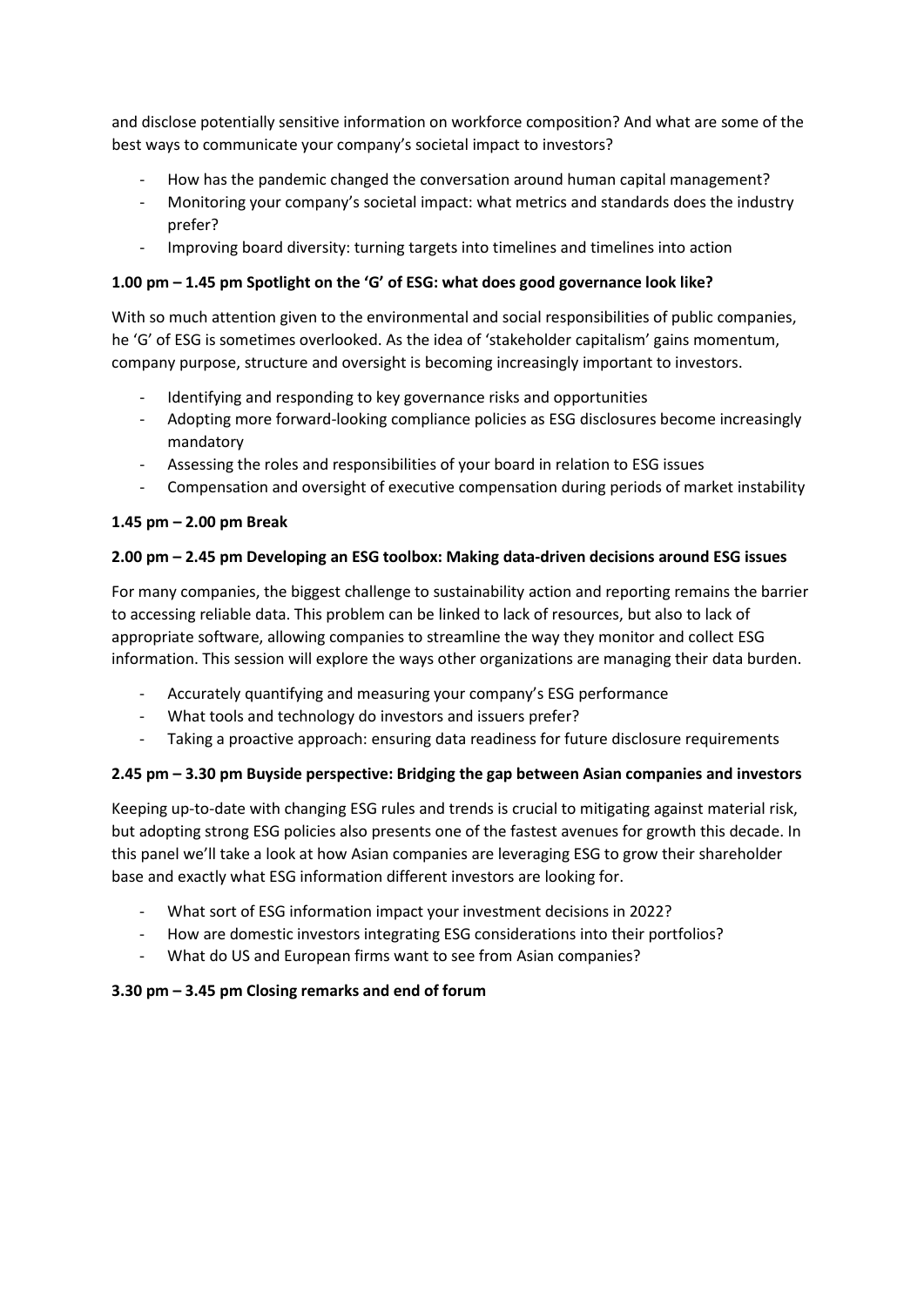and disclose potentially sensitive information on workforce composition? And what are some of the best ways to communicate your company's societal impact to investors?

- How has the pandemic changed the conversation around human capital management?
- Monitoring your company's societal impact: what metrics and standards does the industry prefer?
- Improving board diversity: turning targets into timelines and timelines into action

**1.00 pm – 1.45 pm Spotlight on the 'G' of ESG: what does good governance look like?**

With so much attention given to the environmental and social responsibilities of public companies, he 'G' of ESG is sometimes overlooked. As the idea of 'stakeholder capitalism' gains momentum, company purpose, structure and oversight is becoming increasingly important to investors.

- Identifying and responding to key governance risks and opportunities
- Adopting more forward-looking compliance policies as ESG disclosures become increasingly mandatory
- Assessing the roles and responsibilities of your board in relation to ESG issues
- Compensation and oversight of executive compensation during periods of market instability

**1.45 pm – 2.00 pm Break**

**2.00 pm – 2.45 pm Developing an ESG toolbox: Making data-driven decisions around ESG issues**

For many companies, the biggest challenge to sustainability action and reporting remains the barrier to accessing reliable data. This problem can be linked to lack of resources, but also to lack of appropriate software, allowing companies to streamline the way they monitor and collect ESG information. This session will explore the ways other organizations are managing their data burden.

- Accurately quantifying and measuring your company's ESG performance
- What tools and technology do investors and issuers prefer?
- Taking a proactive approach: ensuring data readiness for future disclosure requirements

**2.45 pm – 3.30 pm Buyside perspective: Bridging the gap between Asian companies and investors**

Keeping up-to-date with changing ESG rules and trends is crucial to mitigating against material risk, but adopting strong ESG policies also presents one of the fastest avenues for growth this decade. In this panel we'll take a look at how Asian companies are leveraging ESG to grow their shareholder base and exactly what ESG information different investors are looking for.

- What sort of ESG information impact your investment decisions in 2022?
- How are domestic investors integrating ESG considerations into their portfolios?
- What do US and European firms want to see from Asian companies?

**3.30 pm – 3.45 pm Closing remarks and end of forum**